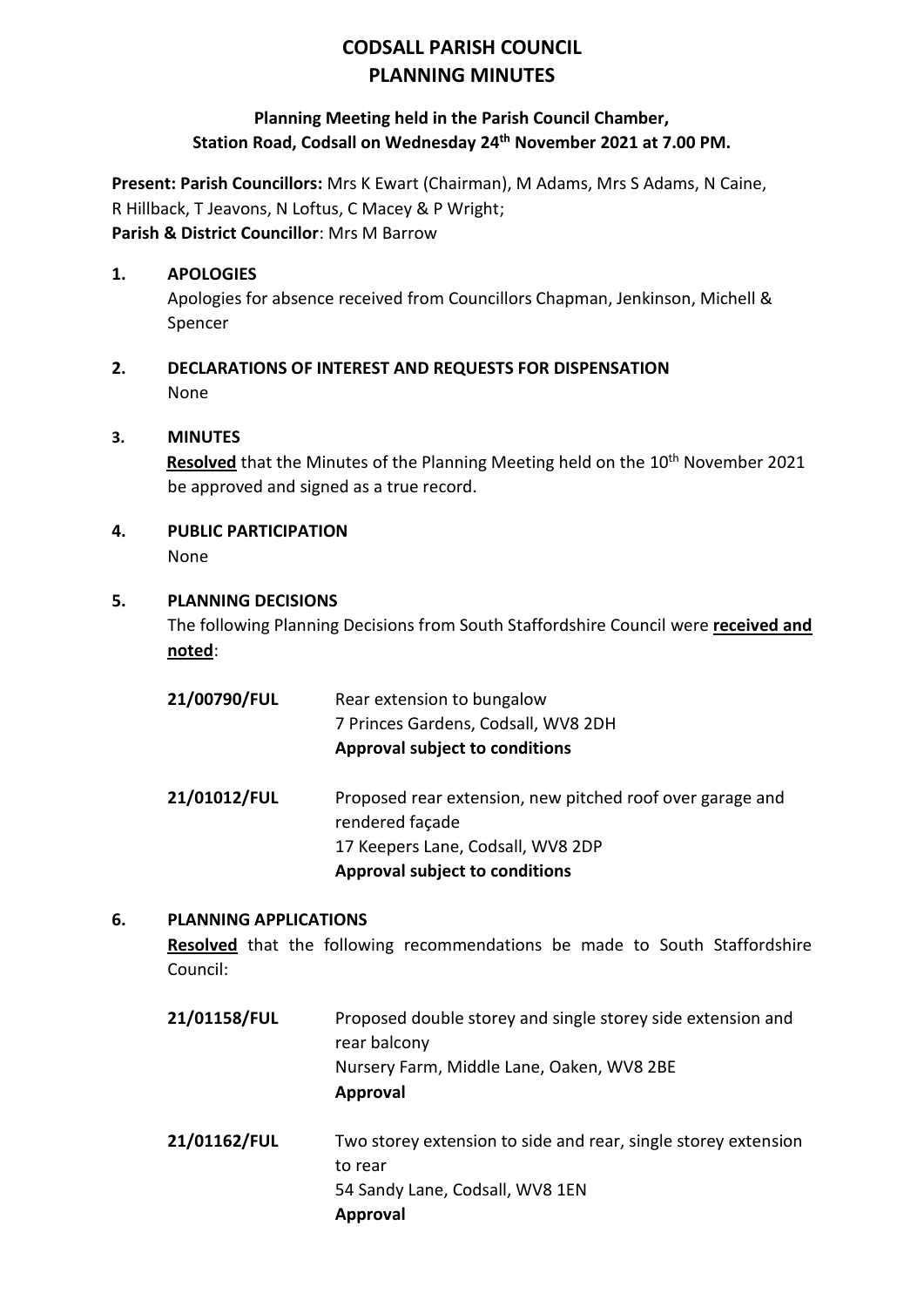# CODSALL PARISH COUNCIL
# PLANNING MINUTES

**Planning Meeting held in the Parish Council Chamber, Station Road, Codsall on Wednesday 24th November 2021 at 7.00 PM.**

**Present: Parish Councillors:** Mrs K Ewart (Chairman), M Adams, Mrs S Adams, N Caine, R Hillback, T Jeavons, N Loftus, C Macey & P Wright;
**Parish & District Councillor**: Mrs M Barrow

## 1. APOLOGIES

Apologies for absence received from Councillors Chapman, Jenkinson, Michell & Spencer

## 2. DECLARATIONS OF INTEREST AND REQUESTS FOR DISPENSATION

None

## 3. MINUTES

**Resolved** that the Minutes of the Planning Meeting held on the 10th November 2021 be approved and signed as a true record.

## 4. PUBLIC PARTICIPATION

None

## 5. PLANNING DECISIONS

The following Planning Decisions from South Staffordshire Council were **received and noted**:

**21/00790/FUL**
Rear extension to bungalow
7 Princes Gardens, Codsall, WV8 2DH
**Approval subject to conditions**

**21/01012/FUL**
Proposed rear extension, new pitched roof over garage and rendered façade
17 Keepers Lane, Codsall, WV8 2DP
**Approval subject to conditions**

## 6. PLANNING APPLICATIONS

**Resolved** that the following recommendations be made to South Staffordshire Council:

**21/01158/FUL**
Proposed double storey and single storey side extension and rear balcony
Nursery Farm, Middle Lane, Oaken, WV8 2BE
**Approval**

**21/01162/FUL**
Two storey extension to side and rear, single storey extension to rear
54 Sandy Lane, Codsall, WV8 1EN
**Approval**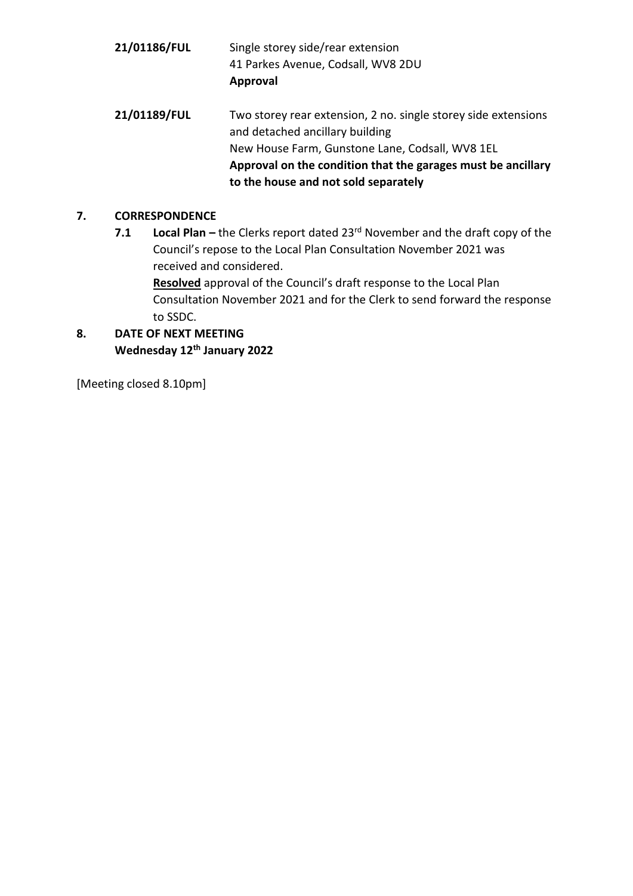| | |
|---|---|
| **21/01186/FUL** | Single storey side/rear extension<br>41 Parkes Avenue, Codsall, WV8 2DU<br>**Approval** |
| **21/01189/FUL** | Two storey rear extension, 2 no. single storey side extensions and detached ancillary building<br>New House Farm, Gunstone Lane, Codsall, WV8 1EL<br>**Approval on the condition that the garages must be ancillary to the house and not sold separately** |

**7. CORRESPONDENCE**

**7.1** **Local Plan –** the Clerks report dated 23rd November and the draft copy of the Council's repose to the Local Plan Consultation November 2021 was received and considered.

**Resolved** approval of the Council's draft response to the Local Plan Consultation November 2021 and for the Clerk to send forward the response to SSDC.

**8. DATE OF NEXT MEETING**

**Wednesday 12th January 2022**

[Meeting closed 8.10pm]